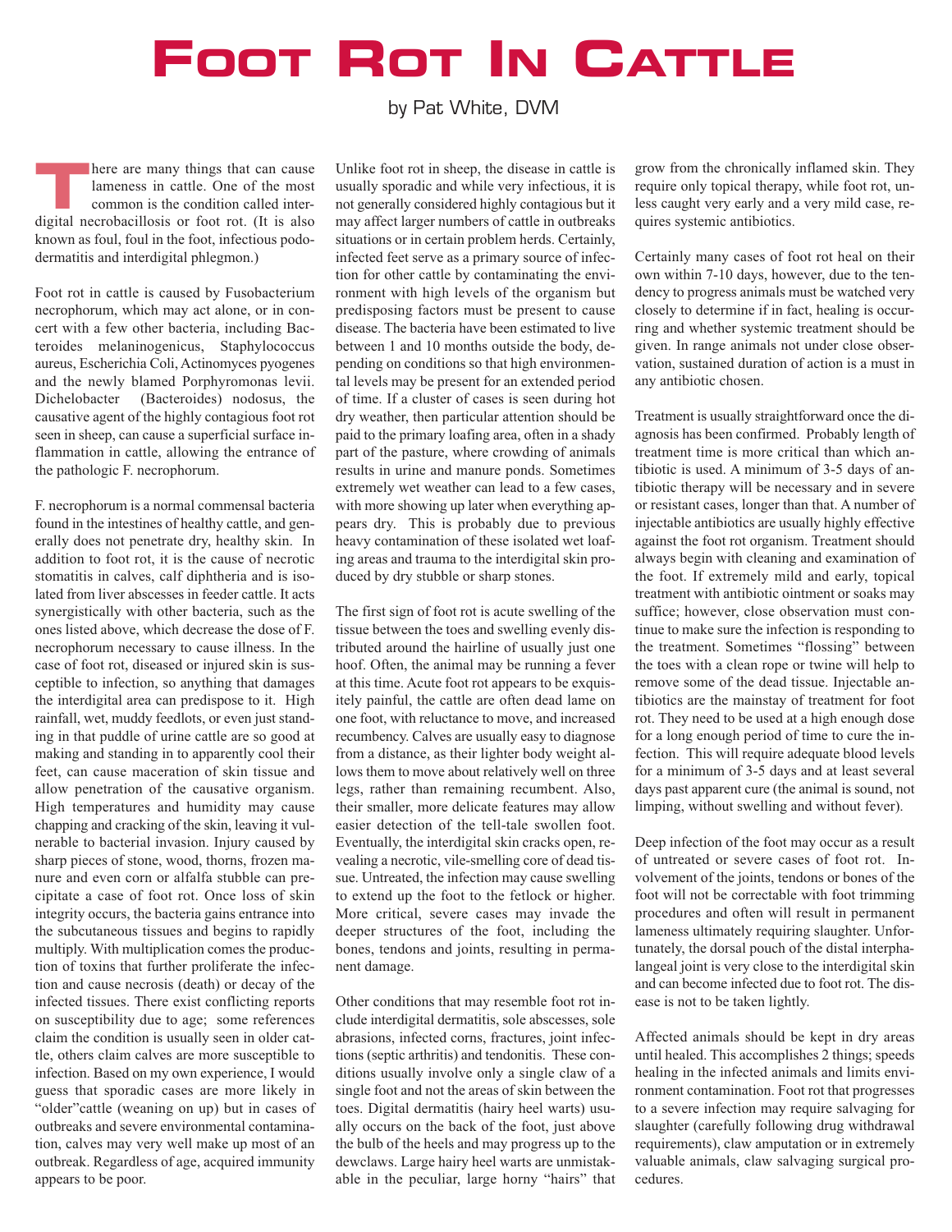# Foot Rot In Cattle

by Pat White, DVM

There are many things that can cause lameness in cattle. One of the most common is the condition called interdigital necrobacillosis or foot rot. (It is also known as foul, foul in the foot, infectious pododermatitis and interdigital phlegmon.)

Foot rot in cattle is caused by Fusobacterium necrophorum, which may act alone, or in concert with a few other bacteria, including Bacteroides melaninogenicus, Staphylococcus aureus, Escherichia Coli, Actinomyces pyogenes and the newly blamed Porphyromonas levii. Dichelobacter (Bacteroides) nodosus, the causative agent of the highly contagious foot rot seen in sheep, can cause a superficial surface inflammation in cattle, allowing the entrance of the pathologic F. necrophorum.

F. necrophorum is a normal commensal bacteria found in the intestines of healthy cattle, and generally does not penetrate dry, healthy skin. In addition to foot rot, it is the cause of necrotic stomatitis in calves, calf diphtheria and is isolated from liver abscesses in feeder cattle. It acts synergistically with other bacteria, such as the ones listed above, which decrease the dose of F. necrophorum necessary to cause illness. In the case of foot rot, diseased or injured skin is susceptible to infection, so anything that damages the interdigital area can predispose to it. High rainfall, wet, muddy feedlots, or even just standing in that puddle of urine cattle are so good at making and standing in to apparently cool their feet, can cause maceration of skin tissue and allow penetration of the causative organism. High temperatures and humidity may cause chapping and cracking of the skin, leaving it vulnerable to bacterial invasion. Injury caused by sharp pieces of stone, wood, thorns, frozen manure and even corn or alfalfa stubble can precipitate a case of foot rot. Once loss of skin integrity occurs, the bacteria gains entrance into the subcutaneous tissues and begins to rapidly multiply. With multiplication comes the production of toxins that further proliferate the infection and cause necrosis (death) or decay of the infected tissues. There exist conflicting reports on susceptibility due to age; some references claim the condition is usually seen in older cattle, others claim calves are more susceptible to infection. Based on my own experience, I would guess that sporadic cases are more likely in "older"cattle (weaning on up) but in cases of outbreaks and severe environmental contamination, calves may very well make up most of an outbreak. Regardless of age, acquired immunity appears to be poor.

Unlike foot rot in sheep, the disease in cattle is usually sporadic and while very infectious, it is not generally considered highly contagious but it may affect larger numbers of cattle in outbreaks situations or in certain problem herds. Certainly, infected feet serve as a primary source of infection for other cattle by contaminating the environment with high levels of the organism but predisposing factors must be present to cause disease. The bacteria have been estimated to live between 1 and 10 months outside the body, depending on conditions so that high environmental levels may be present for an extended period of time. If a cluster of cases is seen during hot dry weather, then particular attention should be paid to the primary loafing area, often in a shady part of the pasture, where crowding of animals results in urine and manure ponds. Sometimes extremely wet weather can lead to a few cases, with more showing up later when everything appears dry. This is probably due to previous heavy contamination of these isolated wet loafing areas and trauma to the interdigital skin produced by dry stubble or sharp stones.

The first sign of foot rot is acute swelling of the tissue between the toes and swelling evenly distributed around the hairline of usually just one hoof. Often, the animal may be running a fever at this time. Acute foot rot appears to be exquisitely painful, the cattle are often dead lame on one foot, with reluctance to move, and increased recumbency. Calves are usually easy to diagnose from a distance, as their lighter body weight allows them to move about relatively well on three legs, rather than remaining recumbent. Also, their smaller, more delicate features may allow easier detection of the tell-tale swollen foot. Eventually, the interdigital skin cracks open, revealing a necrotic, vile-smelling core of dead tissue. Untreated, the infection may cause swelling to extend up the foot to the fetlock or higher. More critical, severe cases may invade the deeper structures of the foot, including the bones, tendons and joints, resulting in permanent damage.

Other conditions that may resemble foot rot include interdigital dermatitis, sole abscesses, sole abrasions, infected corns, fractures, joint infections (septic arthritis) and tendonitis. These conditions usually involve only a single claw of a single foot and not the areas of skin between the toes. Digital dermatitis (hairy heel warts) usually occurs on the back of the foot, just above the bulb of the heels and may progress up to the dewclaws. Large hairy heel warts are unmistakable in the peculiar, large horny "hairs" that grow from the chronically inflamed skin. They require only topical therapy, while foot rot, unless caught very early and a very mild case, requires systemic antibiotics.

Certainly many cases of foot rot heal on their own within 7-10 days, however, due to the tendency to progress animals must be watched very closely to determine if in fact, healing is occurring and whether systemic treatment should be given. In range animals not under close observation, sustained duration of action is a must in any antibiotic chosen.

Treatment is usually straightforward once the diagnosis has been confirmed. Probably length of treatment time is more critical than which antibiotic is used. A minimum of 3-5 days of antibiotic therapy will be necessary and in severe or resistant cases, longer than that. A number of injectable antibiotics are usually highly effective against the foot rot organism. Treatment should always begin with cleaning and examination of the foot. If extremely mild and early, topical treatment with antibiotic ointment or soaks may suffice; however, close observation must continue to make sure the infection is responding to the treatment. Sometimes "flossing" between the toes with a clean rope or twine will help to remove some of the dead tissue. Injectable antibiotics are the mainstay of treatment for foot rot. They need to be used at a high enough dose for a long enough period of time to cure the infection. This will require adequate blood levels for a minimum of 3-5 days and at least several days past apparent cure (the animal is sound, not limping, without swelling and without fever).

Deep infection of the foot may occur as a result of untreated or severe cases of foot rot. Involvement of the joints, tendons or bones of the foot will not be correctable with foot trimming procedures and often will result in permanent lameness ultimately requiring slaughter. Unfortunately, the dorsal pouch of the distal interphalangeal joint is very close to the interdigital skin and can become infected due to foot rot. The disease is not to be taken lightly.

Affected animals should be kept in dry areas until healed. This accomplishes 2 things; speeds healing in the infected animals and limits environment contamination. Foot rot that progresses to a severe infection may require salvaging for slaughter (carefully following drug withdrawal requirements), claw amputation or in extremely valuable animals, claw salvaging surgical procedures.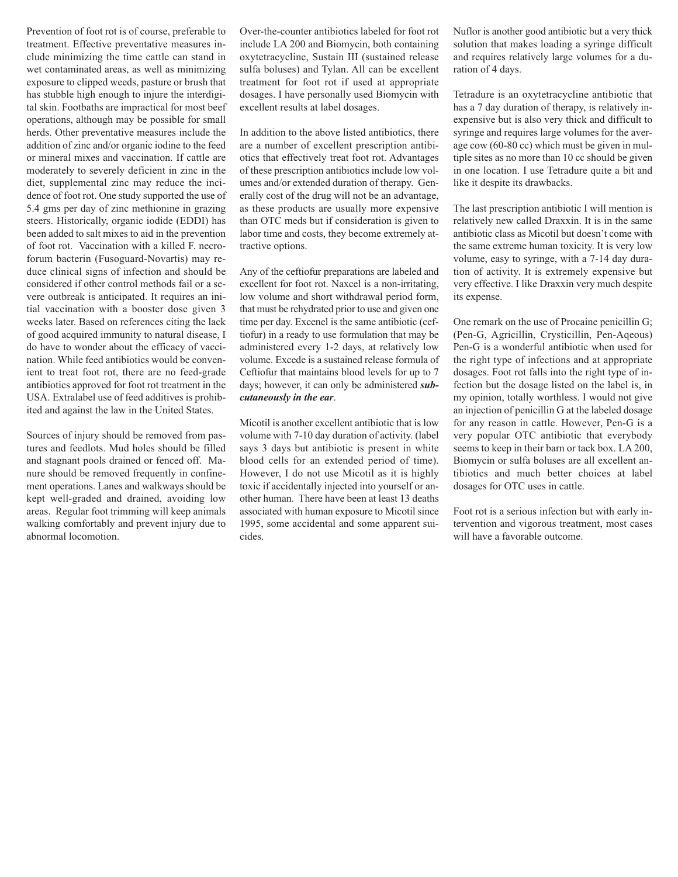Prevention of foot rot is of course, preferable to treatment. Effective preventative measures include minimizing the time cattle can stand in wet contaminated areas, as well as minimizing exposure to clipped weeds, pasture or brush that has stubble high enough to injure the interdigital skin. Footbaths are impractical for most beef operations, although may be possible for small herds. Other preventative measures include the addition of zinc and/or organic iodine to the feed or mineral mixes and vaccination. If cattle are moderately to severely deficient in zinc in the diet, supplemental zinc may reduce the incidence of foot rot. One study supported the use of 5.4 gms per day of zinc methionine in grazing steers. Historically, organic iodide (EDDI) has been added to salt mixes to aid in the prevention of foot rot. Vaccination with a killed F. necroforum bacterin (Fusoguard-Novartis) may reduce clinical signs of infection and should be considered if other control methods fail or a severe outbreak is anticipated. It requires an initial vaccination with a booster dose given 3 weeks later. Based on references citing the lack of good acquired immunity to natural disease, I do have to wonder about the efficacy of vaccination. While feed antibiotics would be convenient to treat foot rot, there are no feed-grade antibiotics approved for foot rot treatment in the USA. Extralabel use of feed additives is prohibited and against the law in the United States.

Sources of injury should be removed from pastures and feedlots. Mud holes should be filled and stagnant pools drained or fenced off. Manure should be removed frequently in confinement operations. Lanes and walkways should be kept well-graded and drained, avoiding low areas. Regular foot trimming will keep animals walking comfortably and prevent injury due to abnormal locomotion.

Over-the-counter antibiotics labeled for foot rot include LA 200 and Biomycin, both containing oxytetracycline, Sustain III (sustained release sulfa boluses) and Tylan. All can be excellent treatment for foot rot if used at appropriate dosages. I have personally used Biomycin with excellent results at label dosages.

In addition to the above listed antibiotics, there are a number of excellent prescription antibiotics that effectively treat foot rot. Advantages of these prescription antibiotics include low volumes and/or extended duration of therapy. Generally cost of the drug will not be an advantage, as these products are usually more expensive than OTC meds but if consideration is given to labor time and costs, they become extremely attractive options.

Any of the ceftiofur preparations are labeled and excellent for foot rot. Naxcel is a non-irritating, low volume and short withdrawal period form, that must be rehydrated prior to use and given one time per day. Excenel is the same antibiotic (ceftiofur) in a ready to use formulation that may be administered every 1-2 days, at relatively low volume. Excede is a sustained release formula of Ceftiofur that maintains blood levels for up to 7 days; however, it can only be administered ***subcutaneously in the ear***.

Micotil is another excellent antibiotic that is low volume with 7-10 day duration of activity. (label says 3 days but antibiotic is present in white blood cells for an extended period of time). However, I do not use Micotil as it is highly toxic if accidentally injected into yourself or another human. There have been at least 13 deaths associated with human exposure to Micotil since 1995, some accidental and some apparent suicides.

Nuflor is another good antibiotic but a very thick solution that makes loading a syringe difficult and requires relatively large volumes for a duration of 4 days.

Tetradure is an oxytetracycline antibiotic that has a 7 day duration of therapy, is relatively inexpensive but is also very thick and difficult to syringe and requires large volumes for the average cow (60-80 cc) which must be given in multiple sites as no more than 10 cc should be given in one location. I use Tetradure quite a bit and like it despite its drawbacks.

The last prescription antibiotic I will mention is relatively new called Draxxin. It is in the same antibiotic class as Micotil but doesn't come with the same extreme human toxicity. It is very low volume, easy to syringe, with a 7-14 day duration of activity. It is extremely expensive but very effective. I like Draxxin very much despite its expense.

One remark on the use of Procaine penicillin G; (Pen-G, Agricillin, Crysticillin, Pen-Aqeous) Pen-G is a wonderful antibiotic when used for the right type of infections and at appropriate dosages. Foot rot falls into the right type of infection but the dosage listed on the label is, in my opinion, totally worthless. I would not give an injection of penicillin G at the labeled dosage for any reason in cattle. However, Pen-G is a very popular OTC antibiotic that everybody seems to keep in their barn or tack box. LA 200, Biomycin or sulfa boluses are all excellent antibiotics and much better choices at label dosages for OTC uses in cattle.

Foot rot is a serious infection but with early intervention and vigorous treatment, most cases will have a favorable outcome.